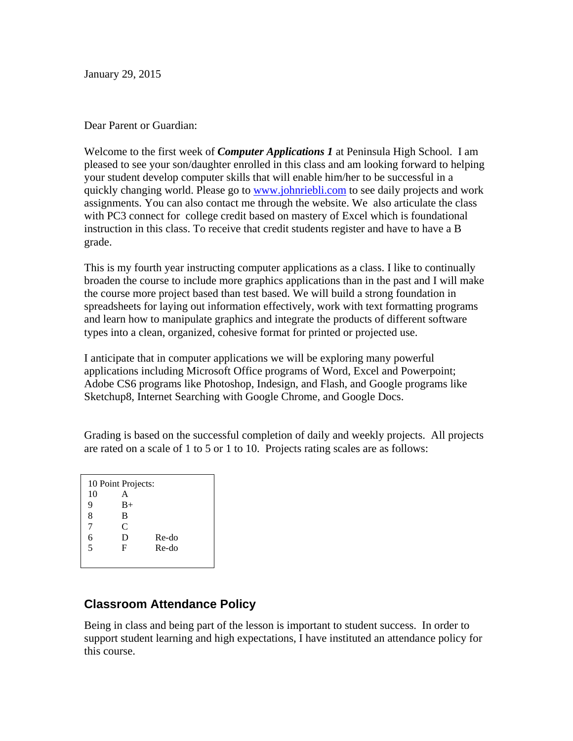January 29, 2015

Dear Parent or Guardian:

Welcome to the first week of ***Computer Applications 1*** at Peninsula High School. I am pleased to see your son/daughter enrolled in this class and am looking forward to helping your student develop computer skills that will enable him/her to be successful in a quickly changing world. Please go to [www.johnriebli.com](www.johnriebli.com) to see daily projects and work assignments. You can also contact me through the website. We also articulate the class with PC3 connect for college credit based on mastery of Excel which is foundational instruction in this class. To receive that credit students register and have to have a B grade.

This is my fourth year instructing computer applications as a class. I like to continually broaden the course to include more graphics applications than in the past and I will make the course more project based than test based. We will build a strong foundation in spreadsheets for laying out information effectively, work with text formatting programs and learn how to manipulate graphics and integrate the products of different software types into a clean, organized, cohesive format for printed or projected use.

I anticipate that in computer applications we will be exploring many powerful applications including Microsoft Office programs of Word, Excel and Powerpoint; Adobe CS6 programs like Photoshop, Indesign, and Flash, and Google programs like Sketchup8, Internet Searching with Google Chrome, and Google Docs.

Grading is based on the successful completion of daily and weekly projects. All projects are rated on a scale of 1 to 5 or 1 to 10. Projects rating scales are as follows:

| 10 Point Projects: | | |
|---|---|---|
| 10 | A | |
| 9 | B+ | |
| 8 | B | |
| 7 | C | |
| 6 | D | Re-do |
| 5 | F | Re-do |

## Classroom Attendance Policy

Being in class and being part of the lesson is important to student success. In order to support student learning and high expectations, I have instituted an attendance policy for this course.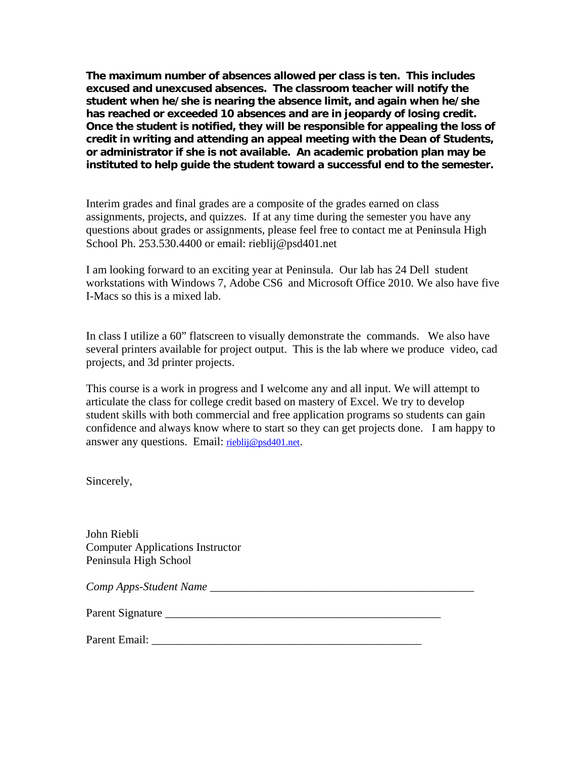**The maximum number of absences allowed per class is ten. This includes excused and unexcused absences. The classroom teacher will notify the student when he/she is nearing the absence limit, and again when he/she has reached or exceeded 10 absences and are in jeopardy of losing credit. Once the student is notified, they will be responsible for appealing the loss of credit in writing and attending an appeal meeting with the Dean of Students, or administrator if she is not available. An academic probation plan may be instituted to help guide the student toward a successful end to the semester.**

Interim grades and final grades are a composite of the grades earned on class assignments, projects, and quizzes. If at any time during the semester you have any questions about grades or assignments, please feel free to contact me at Peninsula High School Ph. 253.530.4400 or email: rieblij@psd401.net

I am looking forward to an exciting year at Peninsula. Our lab has 24 Dell student workstations with Windows 7, Adobe CS6 and Microsoft Office 2010. We also have five I-Macs so this is a mixed lab.

In class I utilize a 60" flatscreen to visually demonstrate the commands. We also have several printers available for project output. This is the lab where we produce video, cad projects, and 3d printer projects.

This course is a work in progress and I welcome any and all input. We will attempt to articulate the class for college credit based on mastery of Excel. We try to develop student skills with both commercial and free application programs so students can gain confidence and always know where to start so they can get projects done. I am happy to answer any questions. Email: rieblij@psd401.net.

Sincerely,

John Riebli
Computer Applications Instructor
Peninsula High School

*Comp Apps-Student Name* _______________________________________________

Parent Signature __________________________________________________

Parent Email: ________________________________________________